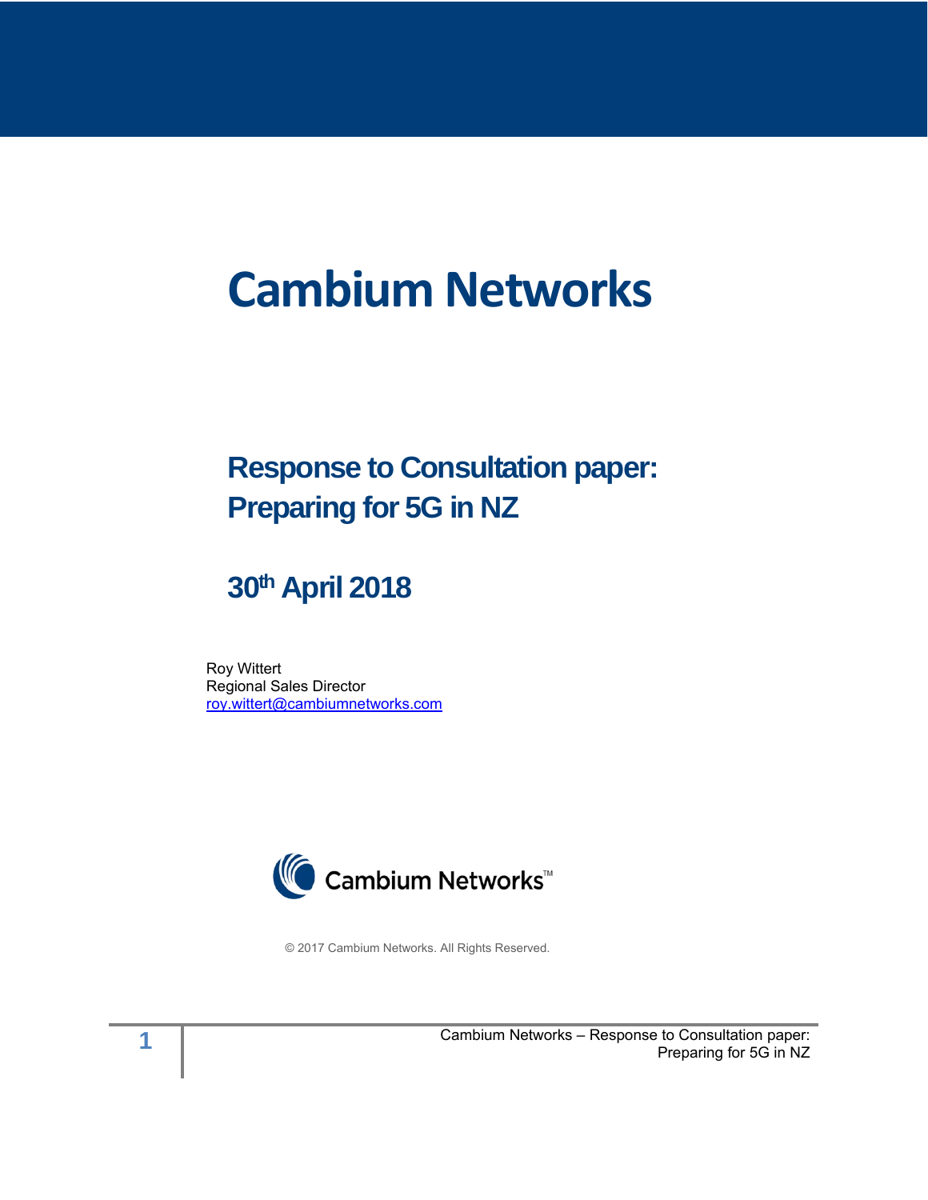# Cambium Networks

## Response to Consultation paper: Preparing for 5G in NZ

## 30th April 2018

Roy Wittert
Regional Sales Director
roy.wittert@cambiumnetworks.com

Cambium Networks™

© 2017 Cambium Networks. All Rights Reserved.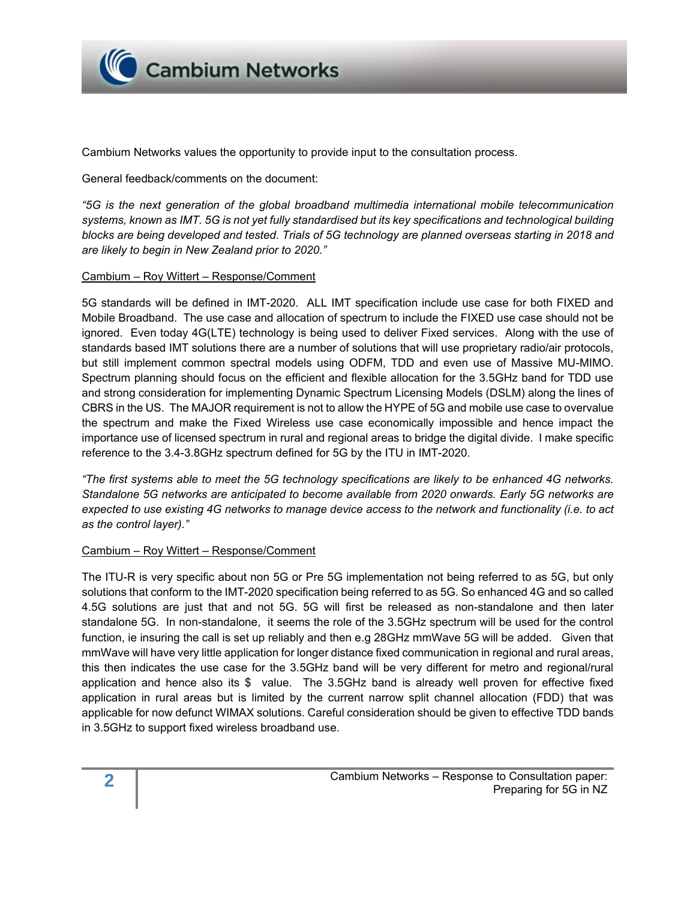Cambium Networks values the opportunity to provide input to the consultation process.

General feedback/comments on the document:

*"5G is the next generation of the global broadband multimedia international mobile telecommunication systems, known as IMT. 5G is not yet fully standardised but its key specifications and technological building blocks are being developed and tested. Trials of 5G technology are planned overseas starting in 2018 and are likely to begin in New Zealand prior to 2020."*

<u>Cambium – Roy Wittert – Response/Comment</u>

5G standards will be defined in IMT-2020. ALL IMT specification include use case for both FIXED and Mobile Broadband. The use case and allocation of spectrum to include the FIXED use case should not be ignored. Even today 4G(LTE) technology is being used to deliver Fixed services. Along with the use of standards based IMT solutions there are a number of solutions that will use proprietary radio/air protocols, but still implement common spectral models using ODFM, TDD and even use of Massive MU-MIMO. Spectrum planning should focus on the efficient and flexible allocation for the 3.5GHz band for TDD use and strong consideration for implementing Dynamic Spectrum Licensing Models (DSLM) along the lines of CBRS in the US. The MAJOR requirement is not to allow the HYPE of 5G and mobile use case to overvalue the spectrum and make the Fixed Wireless use case economically impossible and hence impact the importance use of licensed spectrum in rural and regional areas to bridge the digital divide. I make specific reference to the 3.4-3.8GHz spectrum defined for 5G by the ITU in IMT-2020.

*"The first systems able to meet the 5G technology specifications are likely to be enhanced 4G networks. Standalone 5G networks are anticipated to become available from 2020 onwards. Early 5G networks are expected to use existing 4G networks to manage device access to the network and functionality (i.e. to act as the control layer)."*

<u>Cambium – Roy Wittert – Response/Comment</u>

The ITU-R is very specific about non 5G or Pre 5G implementation not being referred to as 5G, but only solutions that conform to the IMT-2020 specification being referred to as 5G. So enhanced 4G and so called 4.5G solutions are just that and not 5G. 5G will first be released as non-standalone and then later standalone 5G. In non-standalone, it seems the role of the 3.5GHz spectrum will be used for the control function, ie insuring the call is set up reliably and then e.g 28GHz mmWave 5G will be added. Given that mmWave will have very little application for longer distance fixed communication in regional and rural areas, this then indicates the use case for the 3.5GHz band will be very different for metro and regional/rural application and hence also its $ value. The 3.5GHz band is already well proven for effective fixed application in rural areas but is limited by the current narrow split channel allocation (FDD) that was applicable for now defunct WIMAX solutions. Careful consideration should be given to effective TDD bands in 3.5GHz to support fixed wireless broadband use.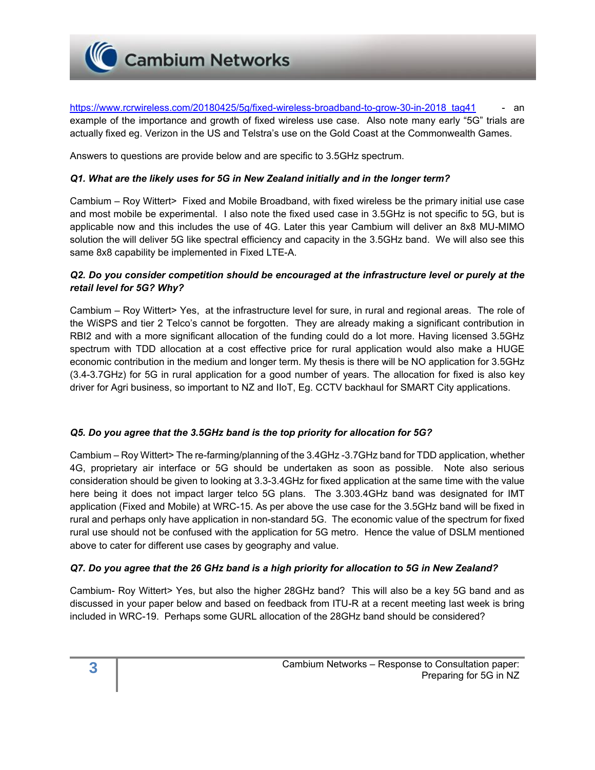https://www.rcrwireless.com/20180425/5g/fixed-wireless-broadband-to-grow-30-in-2018_tag41 - an example of the importance and growth of fixed wireless use case. Also note many early "5G" trials are actually fixed eg. Verizon in the US and Telstra's use on the Gold Coast at the Commonwealth Games.

Answers to questions are provide below and are specific to 3.5GHz spectrum.

***Q1. What are the likely uses for 5G in New Zealand initially and in the longer term?***

Cambium – Roy Wittert> Fixed and Mobile Broadband, with fixed wireless be the primary initial use case and most mobile be experimental. I also note the fixed used case in 3.5GHz is not specific to 5G, but is applicable now and this includes the use of 4G. Later this year Cambium will deliver an 8x8 MU-MIMO solution the will deliver 5G like spectral efficiency and capacity in the 3.5GHz band. We will also see this same 8x8 capability be implemented in Fixed LTE-A.

***Q2. Do you consider competition should be encouraged at the infrastructure level or purely at the retail level for 5G? Why?***

Cambium – Roy Wittert> Yes, at the infrastructure level for sure, in rural and regional areas. The role of the WiSPS and tier 2 Telco's cannot be forgotten. They are already making a significant contribution in RBI2 and with a more significant allocation of the funding could do a lot more. Having licensed 3.5GHz spectrum with TDD allocation at a cost effective price for rural application would also make a HUGE economic contribution in the medium and longer term. My thesis is there will be NO application for 3.5GHz (3.4-3.7GHz) for 5G in rural application for a good number of years. The allocation for fixed is also key driver for Agri business, so important to NZ and IIoT, Eg. CCTV backhaul for SMART City applications.

***Q5. Do you agree that the 3.5GHz band is the top priority for allocation for 5G?***

Cambium – Roy Wittert> The re-farming/planning of the 3.4GHz -3.7GHz band for TDD application, whether 4G, proprietary air interface or 5G should be undertaken as soon as possible. Note also serious consideration should be given to looking at 3.3-3.4GHz for fixed application at the same time with the value here being it does not impact larger telco 5G plans. The 3.303.4GHz band was designated for IMT application (Fixed and Mobile) at WRC-15. As per above the use case for the 3.5GHz band will be fixed in rural and perhaps only have application in non-standard 5G. The economic value of the spectrum for fixed rural use should not be confused with the application for 5G metro. Hence the value of DSLM mentioned above to cater for different use cases by geography and value.

***Q7. Do you agree that the 26 GHz band is a high priority for allocation to 5G in New Zealand?***

Cambium- Roy Wittert> Yes, but also the higher 28GHz band? This will also be a key 5G band and as discussed in your paper below and based on feedback from ITU-R at a recent meeting last week is bring included in WRC-19. Perhaps some GURL allocation of the 28GHz band should be considered?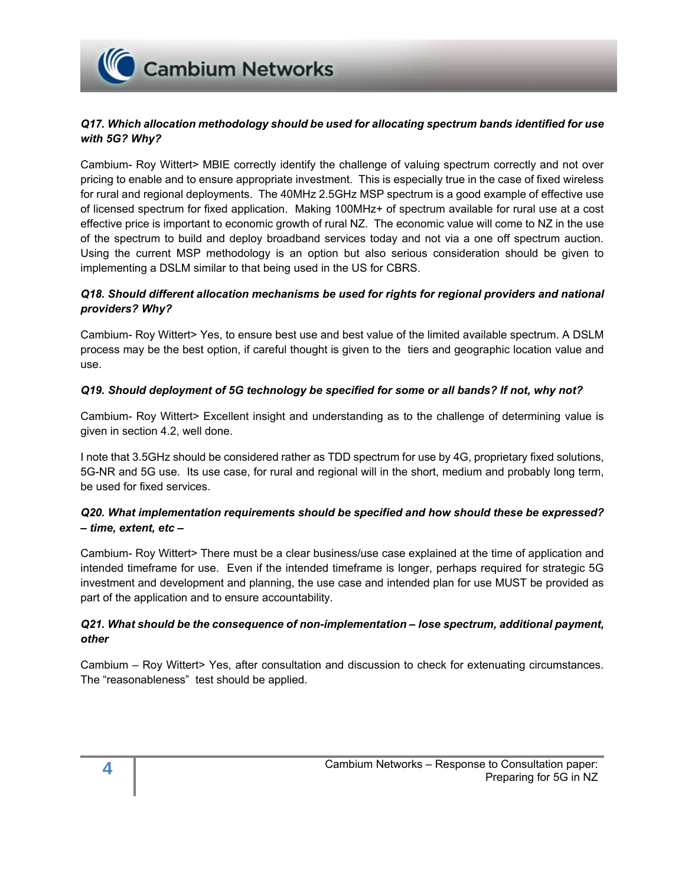***Q17. Which allocation methodology should be used for allocating spectrum bands identified for use with 5G? Why?***

Cambium- Roy Wittert> MBIE correctly identify the challenge of valuing spectrum correctly and not over pricing to enable and to ensure appropriate investment. This is especially true in the case of fixed wireless for rural and regional deployments. The 40MHz 2.5GHz MSP spectrum is a good example of effective use of licensed spectrum for fixed application. Making 100MHz+ of spectrum available for rural use at a cost effective price is important to economic growth of rural NZ. The economic value will come to NZ in the use of the spectrum to build and deploy broadband services today and not via a one off spectrum auction. Using the current MSP methodology is an option but also serious consideration should be given to implementing a DSLM similar to that being used in the US for CBRS.

***Q18. Should different allocation mechanisms be used for rights for regional providers and national providers? Why?***

Cambium- Roy Wittert> Yes, to ensure best use and best value of the limited available spectrum. A DSLM process may be the best option, if careful thought is given to the tiers and geographic location value and use.

***Q19. Should deployment of 5G technology be specified for some or all bands? If not, why not?***

Cambium- Roy Wittert> Excellent insight and understanding as to the challenge of determining value is given in section 4.2, well done.

I note that 3.5GHz should be considered rather as TDD spectrum for use by 4G, proprietary fixed solutions, 5G-NR and 5G use. Its use case, for rural and regional will in the short, medium and probably long term, be used for fixed services.

***Q20. What implementation requirements should be specified and how should these be expressed? – time, extent, etc –***

Cambium- Roy Wittert> There must be a clear business/use case explained at the time of application and intended timeframe for use. Even if the intended timeframe is longer, perhaps required for strategic 5G investment and development and planning, the use case and intended plan for use MUST be provided as part of the application and to ensure accountability.

***Q21. What should be the consequence of non-implementation – lose spectrum, additional payment, other***

Cambium – Roy Wittert> Yes, after consultation and discussion to check for extenuating circumstances. The "reasonableness" test should be applied.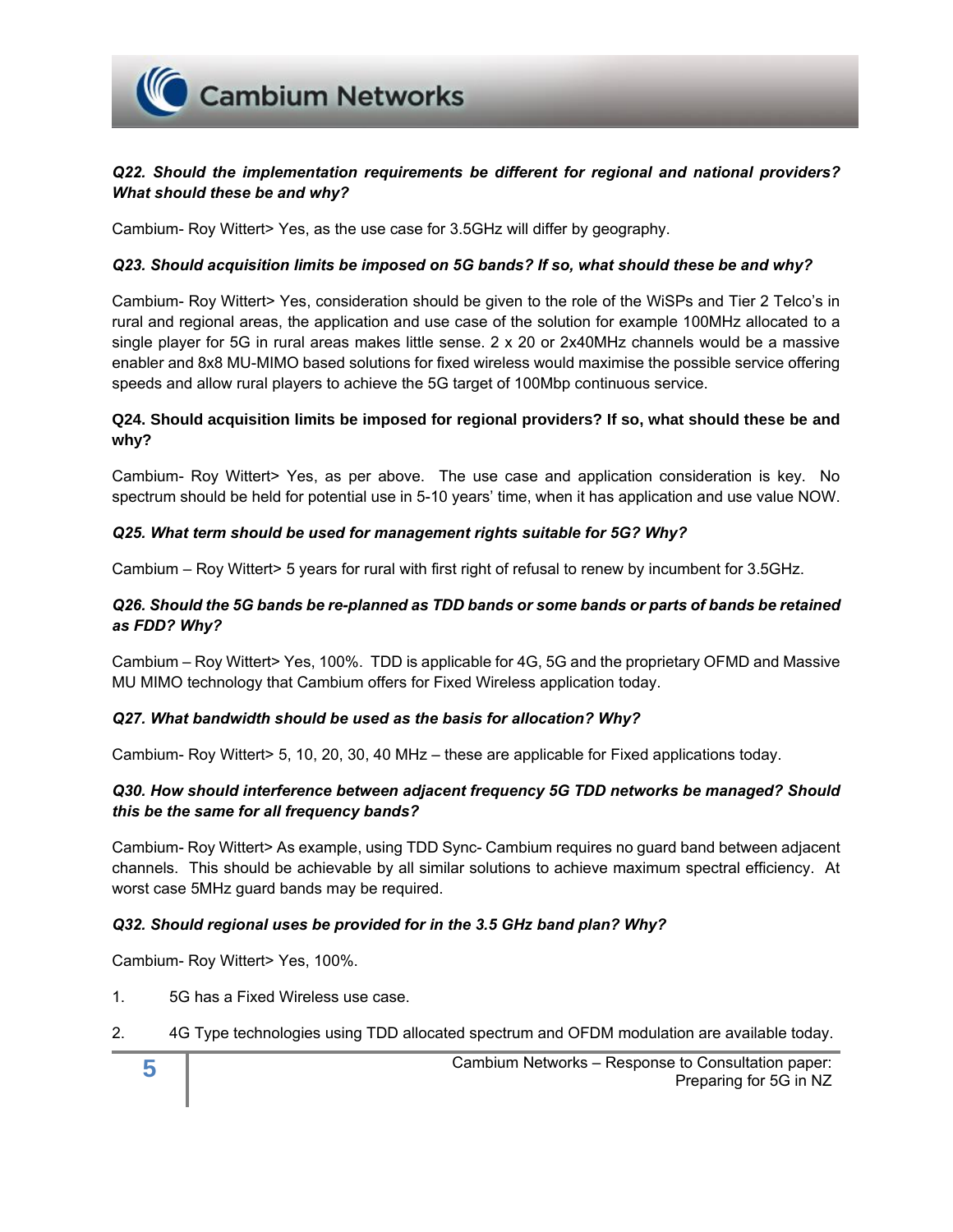***Q22. Should the implementation requirements be different for regional and national providers? What should these be and why?***

Cambium- Roy Wittert> Yes, as the use case for 3.5GHz will differ by geography.

***Q23. Should acquisition limits be imposed on 5G bands? If so, what should these be and why?***

Cambium- Roy Wittert> Yes, consideration should be given to the role of the WiSPs and Tier 2 Telco's in rural and regional areas, the application and use case of the solution for example 100MHz allocated to a single player for 5G in rural areas makes little sense. 2 x 20 or 2x40MHz channels would be a massive enabler and 8x8 MU-MIMO based solutions for fixed wireless would maximise the possible service offering speeds and allow rural players to achieve the 5G target of 100Mbp continuous service.

**Q24. Should acquisition limits be imposed for regional providers? If so, what should these be and why?**

Cambium- Roy Wittert> Yes, as per above. The use case and application consideration is key. No spectrum should be held for potential use in 5-10 years' time, when it has application and use value NOW.

***Q25. What term should be used for management rights suitable for 5G? Why?***

Cambium – Roy Wittert> 5 years for rural with first right of refusal to renew by incumbent for 3.5GHz.

***Q26. Should the 5G bands be re-planned as TDD bands or some bands or parts of bands be retained as FDD? Why?***

Cambium – Roy Wittert> Yes, 100%. TDD is applicable for 4G, 5G and the proprietary OFMD and Massive MU MIMO technology that Cambium offers for Fixed Wireless application today.

***Q27. What bandwidth should be used as the basis for allocation? Why?***

Cambium- Roy Wittert> 5, 10, 20, 30, 40 MHz – these are applicable for Fixed applications today.

***Q30. How should interference between adjacent frequency 5G TDD networks be managed? Should this be the same for all frequency bands?***

Cambium- Roy Wittert> As example, using TDD Sync- Cambium requires no guard band between adjacent channels. This should be achievable by all similar solutions to achieve maximum spectral efficiency. At worst case 5MHz guard bands may be required.

***Q32. Should regional uses be provided for in the 3.5 GHz band plan? Why?***

Cambium- Roy Wittert> Yes, 100%.

1. 5G has a Fixed Wireless use case.
2. 4G Type technologies using TDD allocated spectrum and OFDM modulation are available today.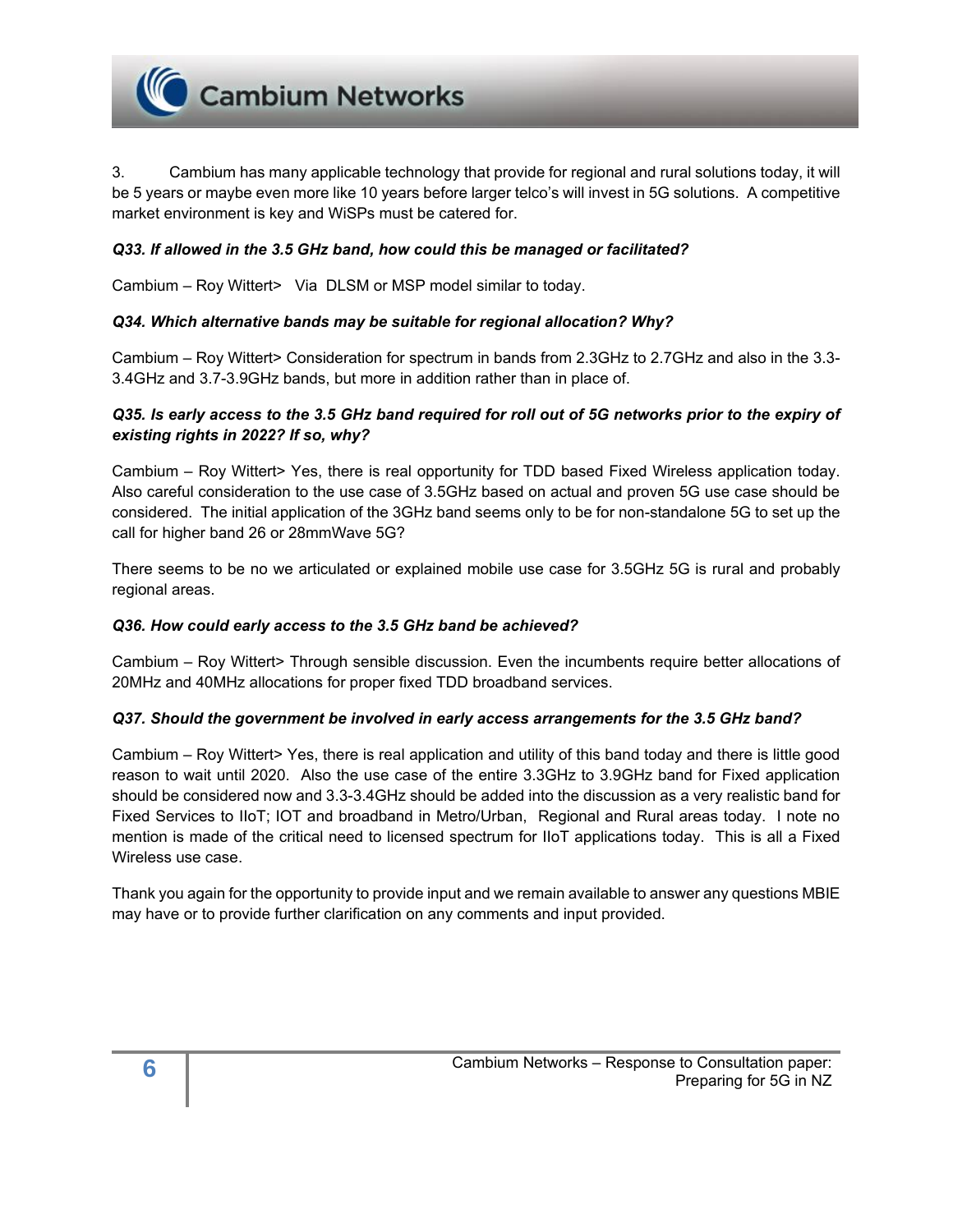3. Cambium has many applicable technology that provide for regional and rural solutions today, it will be 5 years or maybe even more like 10 years before larger telco's will invest in 5G solutions. A competitive market environment is key and WiSPs must be catered for.

***Q33. If allowed in the 3.5 GHz band, how could this be managed or facilitated?***

Cambium – Roy Wittert> Via DLSM or MSP model similar to today.

***Q34. Which alternative bands may be suitable for regional allocation? Why?***

Cambium – Roy Wittert> Consideration for spectrum in bands from 2.3GHz to 2.7GHz and also in the 3.3-3.4GHz and 3.7-3.9GHz bands, but more in addition rather than in place of.

***Q35. Is early access to the 3.5 GHz band required for roll out of 5G networks prior to the expiry of existing rights in 2022? If so, why?***

Cambium – Roy Wittert> Yes, there is real opportunity for TDD based Fixed Wireless application today. Also careful consideration to the use case of 3.5GHz based on actual and proven 5G use case should be considered. The initial application of the 3GHz band seems only to be for non-standalone 5G to set up the call for higher band 26 or 28mmWave 5G?

There seems to be no we articulated or explained mobile use case for 3.5GHz 5G is rural and probably regional areas.

***Q36. How could early access to the 3.5 GHz band be achieved?***

Cambium – Roy Wittert> Through sensible discussion. Even the incumbents require better allocations of 20MHz and 40MHz allocations for proper fixed TDD broadband services.

***Q37. Should the government be involved in early access arrangements for the 3.5 GHz band?***

Cambium – Roy Wittert> Yes, there is real application and utility of this band today and there is little good reason to wait until 2020. Also the use case of the entire 3.3GHz to 3.9GHz band for Fixed application should be considered now and 3.3-3.4GHz should be added into the discussion as a very realistic band for Fixed Services to IIoT; IOT and broadband in Metro/Urban, Regional and Rural areas today. I note no mention is made of the critical need to licensed spectrum for IIoT applications today. This is all a Fixed Wireless use case.

Thank you again for the opportunity to provide input and we remain available to answer any questions MBIE may have or to provide further clarification on any comments and input provided.